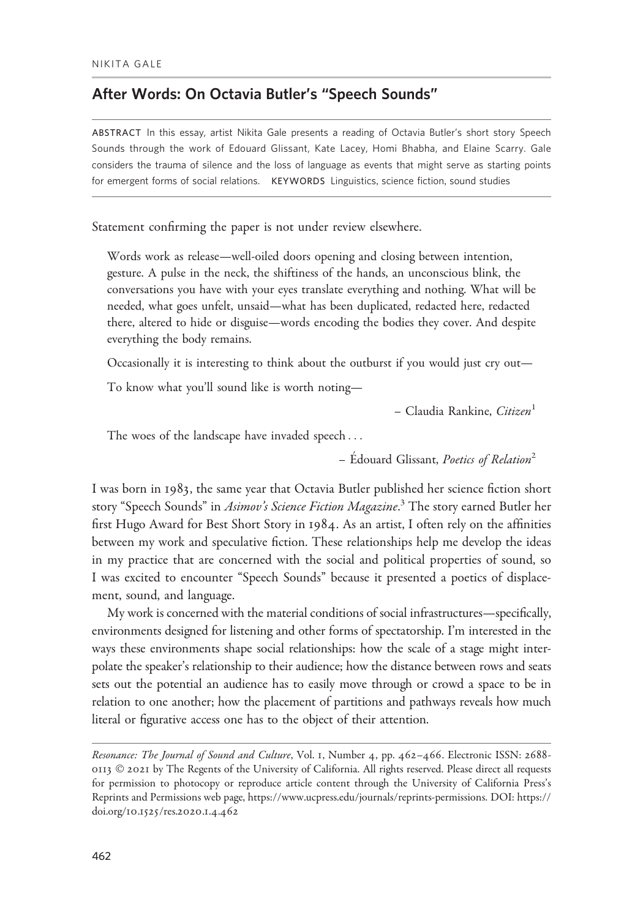NIKITA GALE

# After Words: On Octavia Butler's "Speech Sounds"

ABSTRACT In this essay, artist Nikita Gale presents a reading of Octavia Butler's short story Speech Sounds through the work of Edouard Glissant, Kate Lacey, Homi Bhabha, and Elaine Scarry. Gale considers the trauma of silence and the loss of language as events that might serve as starting points for emergent forms of social relations. KEYWORDS Linguistics, science fiction, sound studies

Statement confirming the paper is not under review elsewhere.

> Words work as release—well-oiled doors opening and closing between intention, gesture. A pulse in the neck, the shiftiness of the hands, an unconscious blink, the conversations you have with your eyes translate everything and nothing. What will be needed, what goes unfelt, unsaid—what has been duplicated, redacted here, redacted there, altered to hide or disguise—words encoding the bodies they cover. And despite everything the body remains.
>
> Occasionally it is interesting to think about the outburst if you would just cry out—
>
> To know what you'll sound like is worth noting—
>
> – Claudia Rankine, *Citizen*[1]

> The woes of the landscape have invaded speech . . .
>
> – Édouard Glissant, *Poetics of Relation*[2]

I was born in 1983, the same year that Octavia Butler published her science fiction short story "Speech Sounds" in *Asimov's Science Fiction Magazine*.[3] The story earned Butler her first Hugo Award for Best Short Story in 1984. As an artist, I often rely on the affinities between my work and speculative fiction. These relationships help me develop the ideas in my practice that are concerned with the social and political properties of sound, so I was excited to encounter "Speech Sounds" because it presented a poetics of displacement, sound, and language.

My work is concerned with the material conditions of social infrastructures—specifically, environments designed for listening and other forms of spectatorship. I'm interested in the ways these environments shape social relationships: how the scale of a stage might interpolate the speaker's relationship to their audience; how the distance between rows and seats sets out the potential an audience has to easily move through or crowd a space to be in relation to one another; how the placement of partitions and pathways reveals how much literal or figurative access one has to the object of their attention.

*Resonance: The Journal of Sound and Culture*, Vol. 1, Number 4, pp. 462–466. Electronic ISSN: 2688-0113 © 2021 by The Regents of the University of California. All rights reserved. Please direct all requests for permission to photocopy or reproduce article content through the University of California Press's Reprints and Permissions web page, https://www.ucpress.edu/journals/reprints-permissions. DOI: https://doi.org/10.1525/res.2020.1.4.462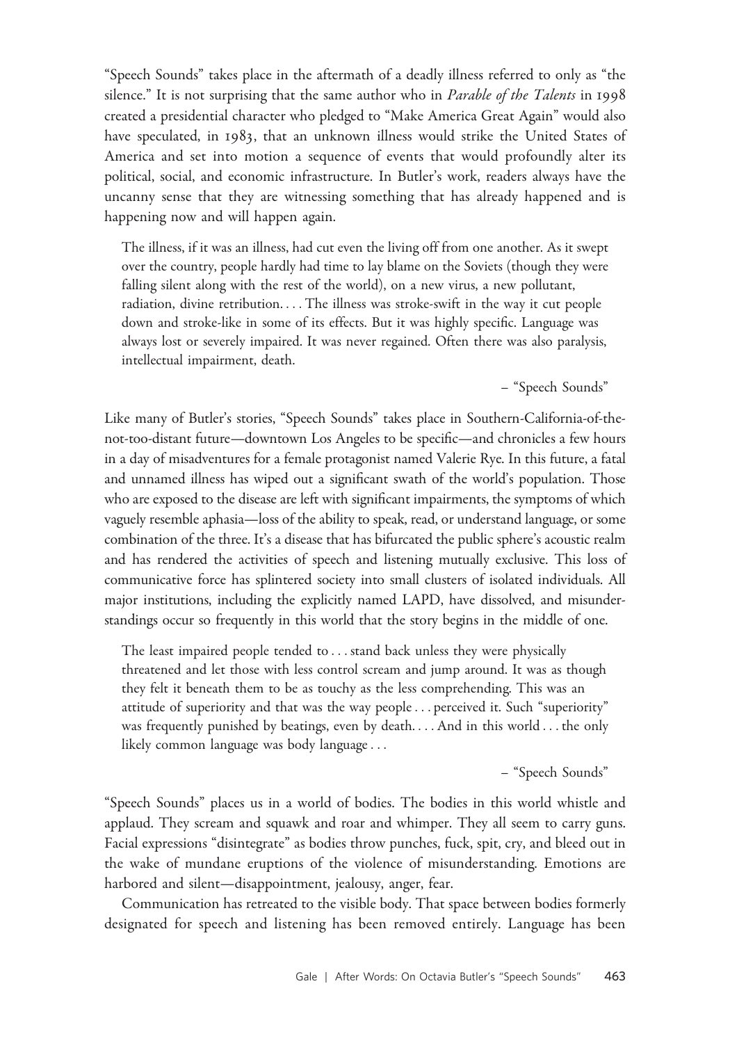"Speech Sounds" takes place in the aftermath of a deadly illness referred to only as "the silence." It is not surprising that the same author who in *Parable of the Talents* in 1998 created a presidential character who pledged to "Make America Great Again" would also have speculated, in 1983, that an unknown illness would strike the United States of America and set into motion a sequence of events that would profoundly alter its political, social, and economic infrastructure. In Butler's work, readers always have the uncanny sense that they are witnessing something that has already happened and is happening now and will happen again.

> The illness, if it was an illness, had cut even the living off from one another. As it swept over the country, people hardly had time to lay blame on the Soviets (though they were falling silent along with the rest of the world), on a new virus, a new pollutant, radiation, divine retribution. . . . The illness was stroke-swift in the way it cut people down and stroke-like in some of its effects. But it was highly specific. Language was always lost or severely impaired. It was never regained. Often there was also paralysis, intellectual impairment, death.
>
> – "Speech Sounds"

Like many of Butler's stories, "Speech Sounds" takes place in Southern-California-of-the-not-too-distant future—downtown Los Angeles to be specific—and chronicles a few hours in a day of misadventures for a female protagonist named Valerie Rye. In this future, a fatal and unnamed illness has wiped out a significant swath of the world's population. Those who are exposed to the disease are left with significant impairments, the symptoms of which vaguely resemble aphasia—loss of the ability to speak, read, or understand language, or some combination of the three. It's a disease that has bifurcated the public sphere's acoustic realm and has rendered the activities of speech and listening mutually exclusive. This loss of communicative force has splintered society into small clusters of isolated individuals. All major institutions, including the explicitly named LAPD, have dissolved, and misunderstandings occur so frequently in this world that the story begins in the middle of one.

> The least impaired people tended to . . . stand back unless they were physically threatened and let those with less control scream and jump around. It was as though they felt it beneath them to be as touchy as the less comprehending. This was an attitude of superiority and that was the way people . . . perceived it. Such "superiority" was frequently punished by beatings, even by death. . . . And in this world . . . the only likely common language was body language . . .
>
> – "Speech Sounds"

"Speech Sounds" places us in a world of bodies. The bodies in this world whistle and applaud. They scream and squawk and roar and whimper. They all seem to carry guns. Facial expressions "disintegrate" as bodies throw punches, fuck, spit, cry, and bleed out in the wake of mundane eruptions of the violence of misunderstanding. Emotions are harbored and silent—disappointment, jealousy, anger, fear.

Communication has retreated to the visible body. That space between bodies formerly designated for speech and listening has been removed entirely. Language has been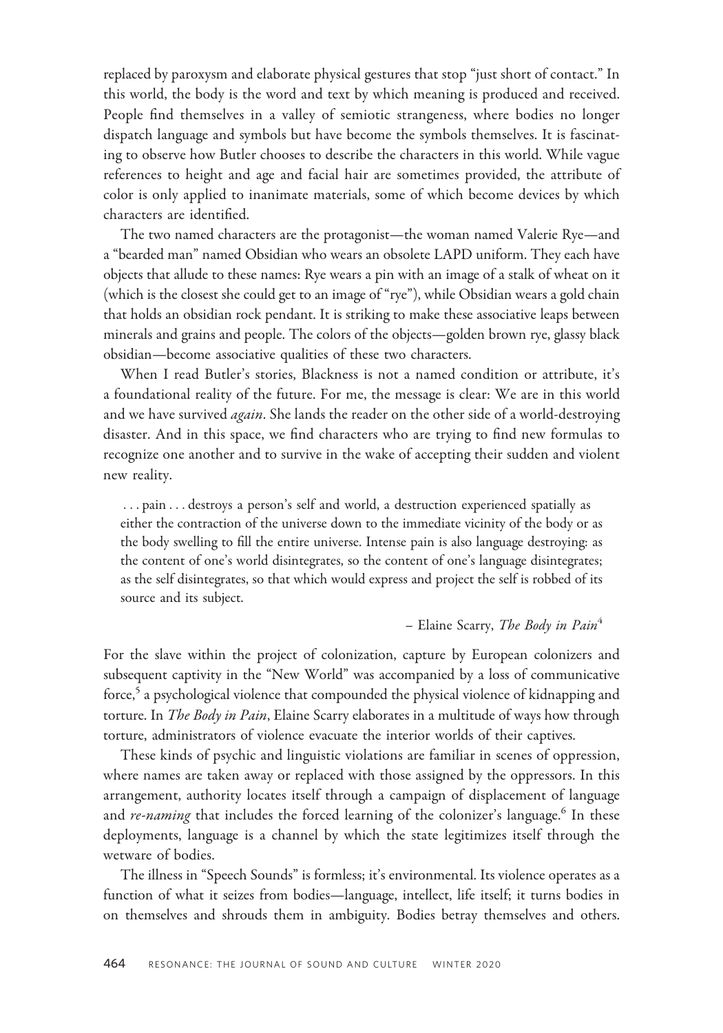replaced by paroxysm and elaborate physical gestures that stop "just short of contact." In this world, the body is the word and text by which meaning is produced and received. People find themselves in a valley of semiotic strangeness, where bodies no longer dispatch language and symbols but have become the symbols themselves. It is fascinating to observe how Butler chooses to describe the characters in this world. While vague references to height and age and facial hair are sometimes provided, the attribute of color is only applied to inanimate materials, some of which become devices by which characters are identified.

The two named characters are the protagonist—the woman named Valerie Rye—and a "bearded man" named Obsidian who wears an obsolete LAPD uniform. They each have objects that allude to these names: Rye wears a pin with an image of a stalk of wheat on it (which is the closest she could get to an image of "rye"), while Obsidian wears a gold chain that holds an obsidian rock pendant. It is striking to make these associative leaps between minerals and grains and people. The colors of the objects—golden brown rye, glassy black obsidian—become associative qualities of these two characters.

When I read Butler's stories, Blackness is not a named condition or attribute, it's a foundational reality of the future. For me, the message is clear: We are in this world and we have survived *again*. She lands the reader on the other side of a world-destroying disaster. And in this space, we find characters who are trying to find new formulas to recognize one another and to survive in the wake of accepting their sudden and violent new reality.

> . . . pain . . . destroys a person's self and world, a destruction experienced spatially as either the contraction of the universe down to the immediate vicinity of the body or as the body swelling to fill the entire universe. Intense pain is also language destroying: as the content of one's world disintegrates, so the content of one's language disintegrates; as the self disintegrates, so that which would express and project the self is robbed of its source and its subject.
>
> – Elaine Scarry, *The Body in Pain*[4]

For the slave within the project of colonization, capture by European colonizers and subsequent captivity in the "New World" was accompanied by a loss of communicative force,[5] a psychological violence that compounded the physical violence of kidnapping and torture. In *The Body in Pain*, Elaine Scarry elaborates in a multitude of ways how through torture, administrators of violence evacuate the interior worlds of their captives.

These kinds of psychic and linguistic violations are familiar in scenes of oppression, where names are taken away or replaced with those assigned by the oppressors. In this arrangement, authority locates itself through a campaign of displacement of language and *re-naming* that includes the forced learning of the colonizer's language.[6] In these deployments, language is a channel by which the state legitimizes itself through the wetware of bodies.

The illness in "Speech Sounds" is formless; it's environmental. Its violence operates as a function of what it seizes from bodies—language, intellect, life itself; it turns bodies in on themselves and shrouds them in ambiguity. Bodies betray themselves and others.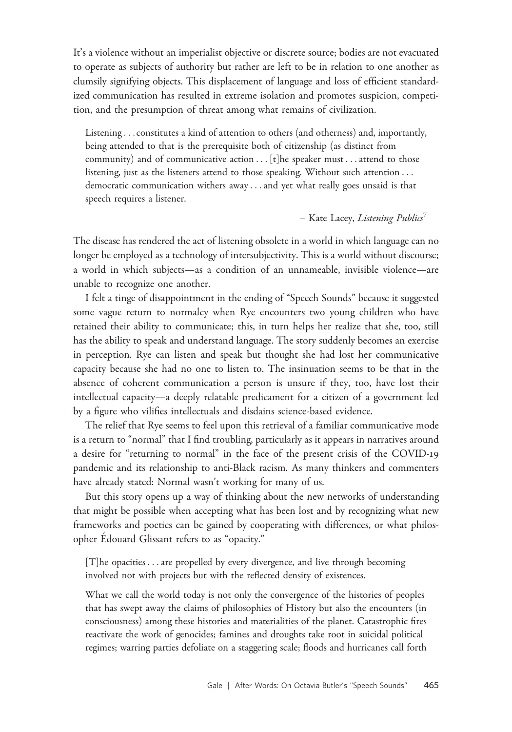It's a violence without an imperialist objective or discrete source; bodies are not evacuated to operate as subjects of authority but rather are left to be in relation to one another as clumsily signifying objects. This displacement of language and loss of efficient standardized communication has resulted in extreme isolation and promotes suspicion, competition, and the presumption of threat among what remains of civilization.

> Listening . . . constitutes a kind of attention to others (and otherness) and, importantly, being attended to that is the prerequisite both of citizenship (as distinct from community) and of communicative action . . . [t]he speaker must . . . attend to those listening, just as the listeners attend to those speaking. Without such attention . . . democratic communication withers away . . . and yet what really goes unsaid is that speech requires a listener.
>
> – Kate Lacey, *Listening Publics*[7]

The disease has rendered the act of listening obsolete in a world in which language can no longer be employed as a technology of intersubjectivity. This is a world without discourse; a world in which subjects—as a condition of an unnameable, invisible violence—are unable to recognize one another.

I felt a tinge of disappointment in the ending of "Speech Sounds" because it suggested some vague return to normalcy when Rye encounters two young children who have retained their ability to communicate; this, in turn helps her realize that she, too, still has the ability to speak and understand language. The story suddenly becomes an exercise in perception. Rye can listen and speak but thought she had lost her communicative capacity because she had no one to listen to. The insinuation seems to be that in the absence of coherent communication a person is unsure if they, too, have lost their intellectual capacity—a deeply relatable predicament for a citizen of a government led by a figure who vilifies intellectuals and disdains science-based evidence.

The relief that Rye seems to feel upon this retrieval of a familiar communicative mode is a return to "normal" that I find troubling, particularly as it appears in narratives around a desire for "returning to normal" in the face of the present crisis of the COVID-19 pandemic and its relationship to anti-Black racism. As many thinkers and commenters have already stated: Normal wasn't working for many of us.

But this story opens up a way of thinking about the new networks of understanding that might be possible when accepting what has been lost and by recognizing what new frameworks and poetics can be gained by cooperating with differences, or what philosopher Édouard Glissant refers to as "opacity."

> [T]he opacities . . . are propelled by every divergence, and live through becoming involved not with projects but with the reflected density of existences.
>
> What we call the world today is not only the convergence of the histories of peoples that has swept away the claims of philosophies of History but also the encounters (in consciousness) among these histories and materialities of the planet. Catastrophic fires reactivate the work of genocides; famines and droughts take root in suicidal political regimes; warring parties defoliate on a staggering scale; floods and hurricanes call forth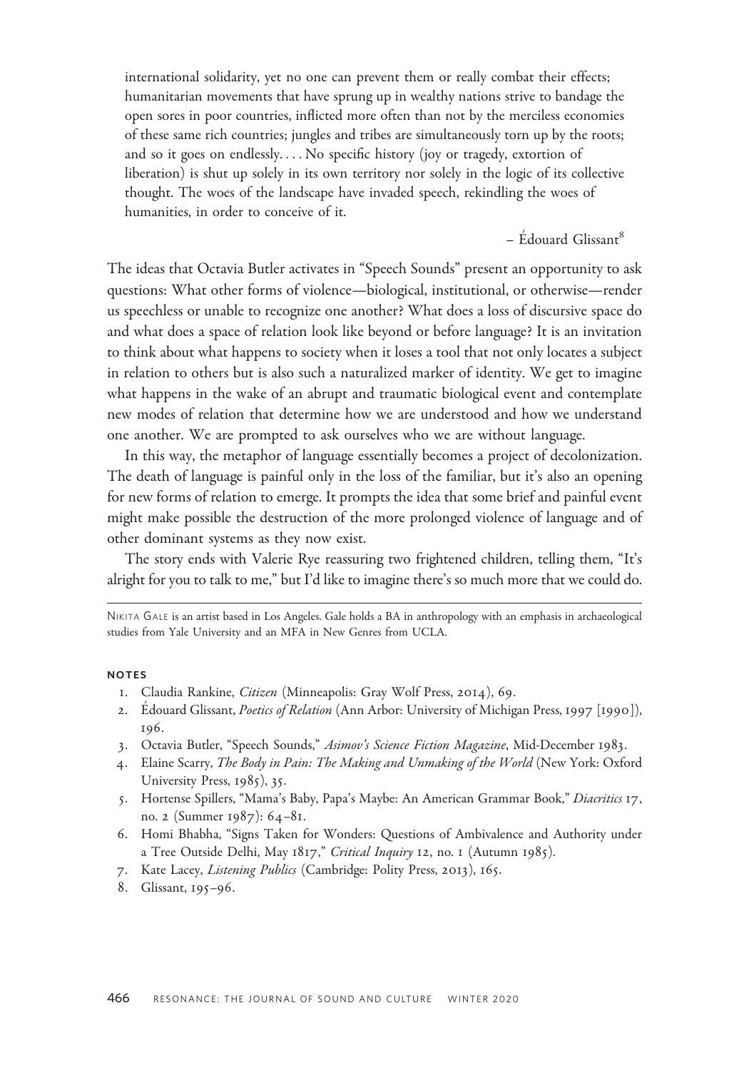> international solidarity, yet no one can prevent them or really combat their effects; humanitarian movements that have sprung up in wealthy nations strive to bandage the open sores in poor countries, inflicted more often than not by the merciless economies of these same rich countries; jungles and tribes are simultaneously torn up by the roots; and so it goes on endlessly. . . . No specific history (joy or tragedy, extortion of liberation) is shut up solely in its own territory nor solely in the logic of its collective thought. The woes of the landscape have invaded speech, rekindling the woes of humanities, in order to conceive of it.
>
> – Édouard Glissant[8]

The ideas that Octavia Butler activates in "Speech Sounds" present an opportunity to ask questions: What other forms of violence—biological, institutional, or otherwise—render us speechless or unable to recognize one another? What does a loss of discursive space do and what does a space of relation look like beyond or before language? It is an invitation to think about what happens to society when it loses a tool that not only locates a subject in relation to others but is also such a naturalized marker of identity. We get to imagine what happens in the wake of an abrupt and traumatic biological event and contemplate new modes of relation that determine how we are understood and how we understand one another. We are prompted to ask ourselves who we are without language.

In this way, the metaphor of language essentially becomes a project of decolonization. The death of language is painful only in the loss of the familiar, but it's also an opening for new forms of relation to emerge. It prompts the idea that some brief and painful event might make possible the destruction of the more prolonged violence of language and of other dominant systems as they now exist.

The story ends with Valerie Rye reassuring two frightened children, telling them, "It's alright for you to talk to me," but I'd like to imagine there's so much more that we could do.

---

NIKITA GALE is an artist based in Los Angeles. Gale holds a BA in anthropology with an emphasis in archaeological studies from Yale University and an MFA in New Genres from UCLA.

## NOTES

1. Claudia Rankine, *Citizen* (Minneapolis: Gray Wolf Press, 2014), 69.
2. Édouard Glissant, *Poetics of Relation* (Ann Arbor: University of Michigan Press, 1997 [1990]), 196.
3. Octavia Butler, "Speech Sounds," *Asimov's Science Fiction Magazine*, Mid-December 1983.
4. Elaine Scarry, *The Body in Pain: The Making and Unmaking of the World* (New York: Oxford University Press, 1985), 35.
5. Hortense Spillers, "Mama's Baby, Papa's Maybe: An American Grammar Book," *Diacritics* 17, no. 2 (Summer 1987): 64–81.
6. Homi Bhabha, "Signs Taken for Wonders: Questions of Ambivalence and Authority under a Tree Outside Delhi, May 1817," *Critical Inquiry* 12, no. 1 (Autumn 1985).
7. Kate Lacey, *Listening Publics* (Cambridge: Polity Press, 2013), 165.
8. Glissant, 195–96.